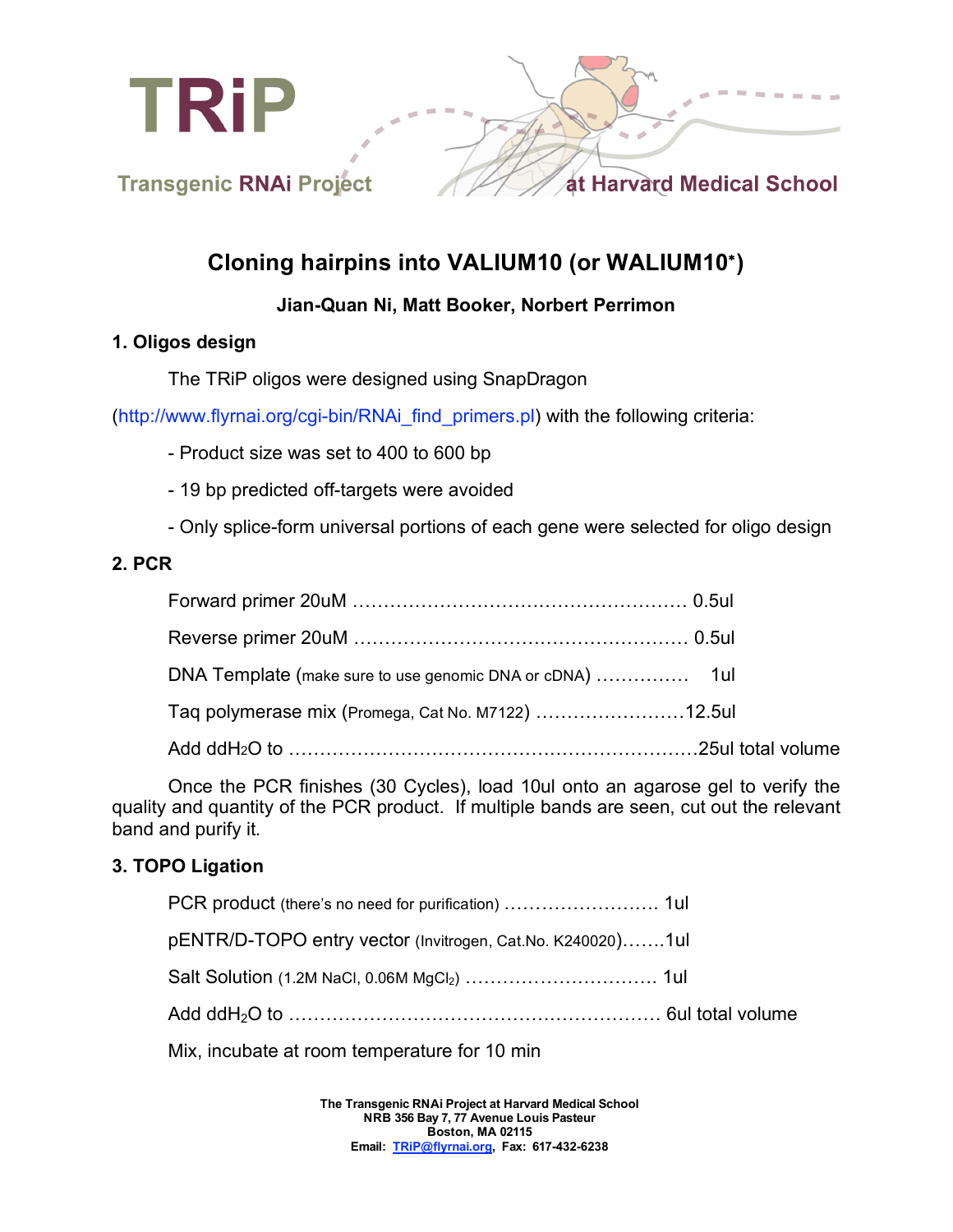TRiP

Transgenic RNAi Project at Harvard Medical School

# Cloning hairpins into VALIUM10 (or WALIUM10*)

**Jian-Quan Ni, Matt Booker, Norbert Perrimon**

## 1. Oligos design

The TRiP oligos were designed using SnapDragon (http://www.flyrnai.org/cgi-bin/RNAi_find_primers.pl) with the following criteria:

- Product size was set to 400 to 600 bp
- 19 bp predicted off-targets were avoided
- Only splice-form universal portions of each gene were selected for oligo design

## 2. PCR

Forward primer 20uM ........................................................ 0.5ul

Reverse primer 20uM ........................................................ 0.5ul

DNA Template (make sure to use genomic DNA or cDNA) ............... 1ul

Taq polymerase mix (Promega, Cat No. M7122) ........................12.5ul

Add $ddH_2O$ to ...............................................................25ul total volume

Once the PCR finishes (30 Cycles), load 10ul onto an agarose gel to verify the quality and quantity of the PCR product. If multiple bands are seen, cut out the relevant band and purify it.

## 3. TOPO Ligation

PCR product (there's no need for purification) ......................... 1ul

pENTR/D-TOPO entry vector (Invitrogen, Cat.No. K240020).......1ul

Salt Solution (1.2M NaCl, 0.06M $MgCl_2$) .............................. 1ul

Add $ddH_2O$ to ........................................................ 6ul total volume

Mix, incubate at room temperature for 10 min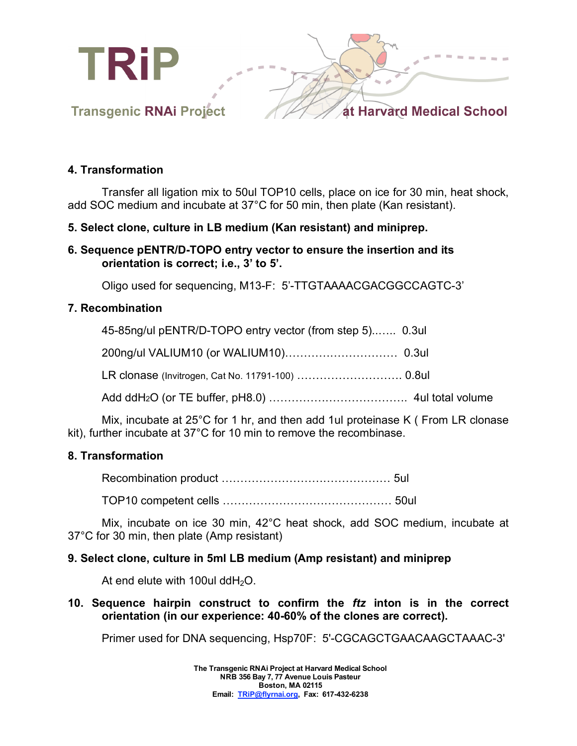**4. Transformation**

Transfer all ligation mix to 50ul TOP10 cells, place on ice for 30 min, heat shock, add SOC medium and incubate at 37°C for 50 min, then plate (Kan resistant).

**5. Select clone, culture in LB medium (Kan resistant) and miniprep.**

**6. Sequence pENTR/D-TOPO entry vector to ensure the insertion and its orientation is correct; i.e., 3' to 5'.**

Oligo used for sequencing, M13-F: 5'-TTGTAAAACGACGGCCAGTC-3'

**7. Recombination**

45-85ng/ul pENTR/D-TOPO entry vector (from step 5)....... 0.3ul

200ng/ul VALIUM10 (or WALIUM10)............................ 0.3ul

LR clonase (Invitrogen, Cat No. 11791-100) ........................... 0.8ul

Add $ddH_2O$ (or TE buffer, pH8.0) .................................. 4ul total volume

Mix, incubate at 25°C for 1 hr, and then add 1ul proteinase K ( From LR clonase kit), further incubate at 37°C for 10 min to remove the recombinase.

**8. Transformation**

Recombination product ............................................ 5ul

TOP10 competent cells ............................................ 50ul

Mix, incubate on ice 30 min, 42°C heat shock, add SOC medium, incubate at 37°C for 30 min, then plate (Amp resistant)

**9. Select clone, culture in 5ml LB medium (Amp resistant) and miniprep**

At end elute with 100ul $ddH_2O$.

**10. Sequence hairpin construct to confirm the *ftz* inton is in the correct orientation (in our experience: 40-60% of the clones are correct).**

Primer used for DNA sequencing, Hsp70F: 5'-CGCAGCTGAACAAGCTAAAC-3'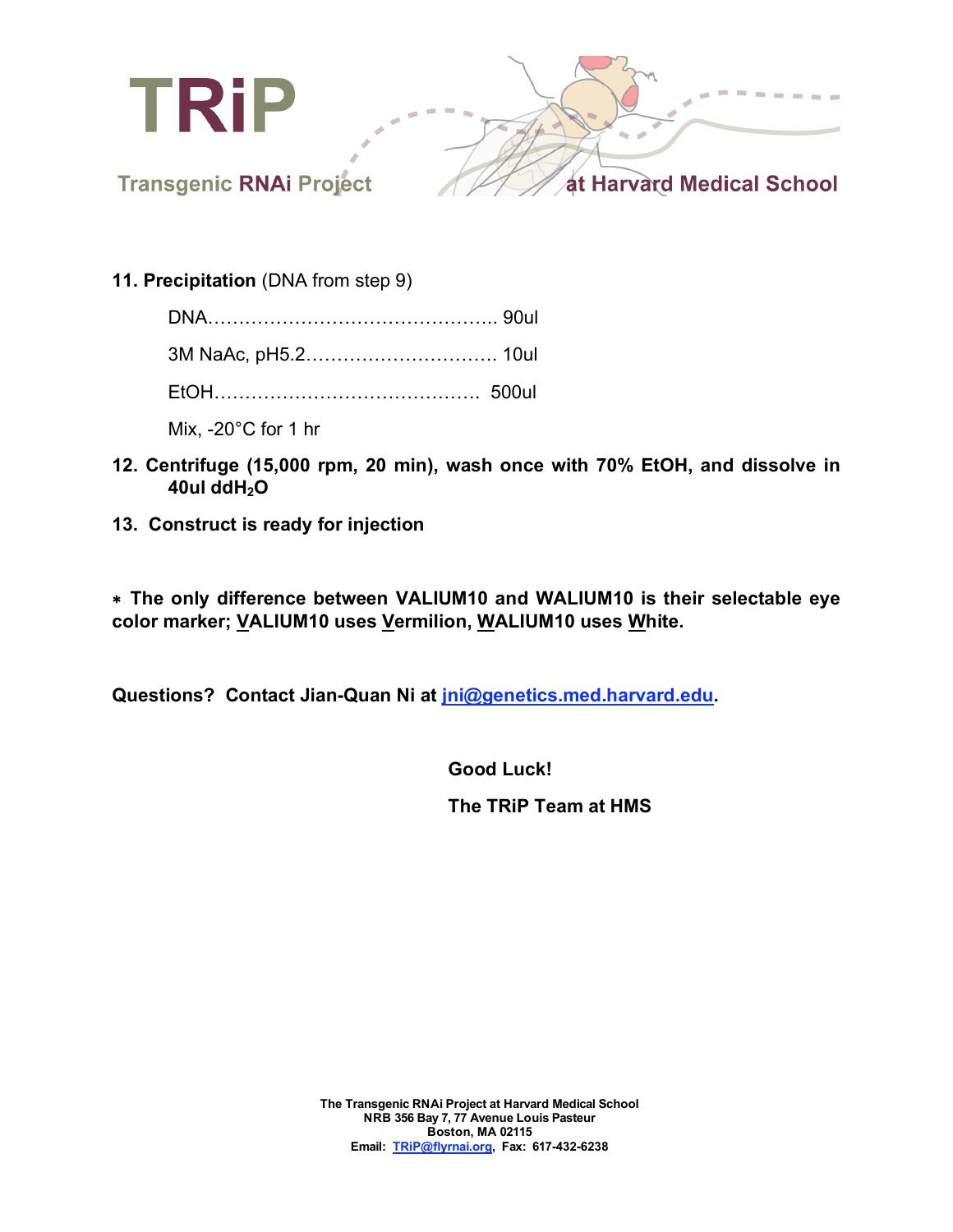**11. Precipitation** (DNA from step 9)

DNA……………………………………….. 90ul

3M NaAc, pH5.2…………………………. 10ul

EtOH……………………………………. 500ul

Mix, -20°C for 1 hr

**12. Centrifuge (15,000 rpm, 20 min), wash once with 70% EtOH, and dissolve in 40ul ddH$_2$O**

**13. Construct is ready for injection**

**∗ The only difference between VALIUM10 and WALIUM10 is their selectable eye color marker; VALIUM10 uses Vermilion, WALIUM10 uses White.**

**Questions? Contact Jian-Quan Ni at jni@genetics.med.harvard.edu.**

**Good Luck!**

**The TRiP Team at HMS**

**The Transgenic RNAi Project at Harvard Medical School**
**NRB 356 Bay 7, 77 Avenue Louis Pasteur**
**Boston, MA 02115**
**Email: TRiP@flyrnai.org, Fax: 617-432-6238**